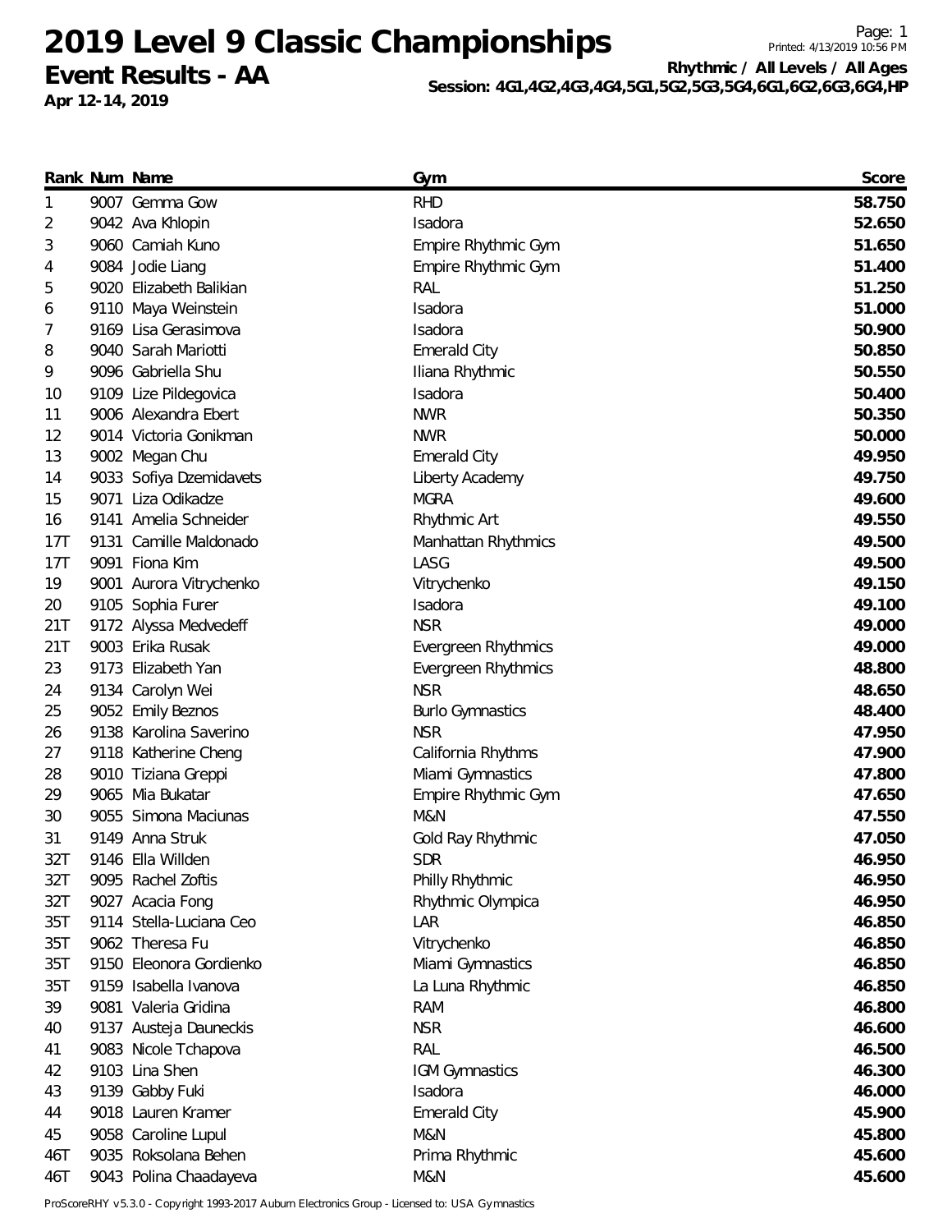# 2019 Level 9 Classic Championships

## Event Results - AA

**Apr 12-14, 2019**

**Rhythmic / All Levels / All Ages**
**Session: 4G1,4G2,4G3,4G4,5G1,5G2,5G3,5G4,6G1,6G2,6G3,6G4,HP**

| Rank | Num | Name | Gym | Score |
|---|---|---|---|---|
| 1 | 9007 | Gemma Gow | RHD | **58.750** |
| 2 | 9042 | Ava Khlopin | Isadora | **52.650** |
| 3 | 9060 | Camiah Kuno | Empire Rhythmic Gym | **51.650** |
| 4 | 9084 | Jodie Liang | Empire Rhythmic Gym | **51.400** |
| 5 | 9020 | Elizabeth Balikian | RAL | **51.250** |
| 6 | 9110 | Maya Weinstein | Isadora | **51.000** |
| 7 | 9169 | Lisa Gerasimova | Isadora | **50.900** |
| 8 | 9040 | Sarah Mariotti | Emerald City | **50.850** |
| 9 | 9096 | Gabriella Shu | Iliana Rhythmic | **50.550** |
| 10 | 9109 | Lize Pildegovica | Isadora | **50.400** |
| 11 | 9006 | Alexandra Ebert | NWR | **50.350** |
| 12 | 9014 | Victoria Gonikman | NWR | **50.000** |
| 13 | 9002 | Megan Chu | Emerald City | **49.950** |
| 14 | 9033 | Sofiya Dzemidavets | Liberty Academy | **49.750** |
| 15 | 9071 | Liza Odikadze | MGRA | **49.600** |
| 16 | 9141 | Amelia Schneider | Rhythmic Art | **49.550** |
| 17T | 9131 | Camille Maldonado | Manhattan Rhythmics | **49.500** |
| 17T | 9091 | Fiona Kim | LASG | **49.500** |
| 19 | 9001 | Aurora Vitrychenko | Vitrychenko | **49.150** |
| 20 | 9105 | Sophia Furer | Isadora | **49.100** |
| 21T | 9172 | Alyssa Medvedeff | NSR | **49.000** |
| 21T | 9003 | Erika Rusak | Evergreen Rhythmics | **49.000** |
| 23 | 9173 | Elizabeth Yan | Evergreen Rhythmics | **48.800** |
| 24 | 9134 | Carolyn Wei | NSR | **48.650** |
| 25 | 9052 | Emily Beznos | Burlo Gymnastics | **48.400** |
| 26 | 9138 | Karolina Saverino | NSR | **47.950** |
| 27 | 9118 | Katherine Cheng | California Rhythms | **47.900** |
| 28 | 9010 | Tiziana Greppi | Miami Gymnastics | **47.800** |
| 29 | 9065 | Mia Bukatar | Empire Rhythmic Gym | **47.650** |
| 30 | 9055 | Simona Maciunas | M&N | **47.550** |
| 31 | 9149 | Anna Struk | Gold Ray Rhythmic | **47.050** |
| 32T | 9146 | Ella Willden | SDR | **46.950** |
| 32T | 9095 | Rachel Zoftis | Philly Rhythmic | **46.950** |
| 32T | 9027 | Acacia Fong | Rhythmic Olympica | **46.950** |
| 35T | 9114 | Stella-Luciana Ceo | LAR | **46.850** |
| 35T | 9062 | Theresa Fu | Vitrychenko | **46.850** |
| 35T | 9150 | Eleonora Gordienko | Miami Gymnastics | **46.850** |
| 35T | 9159 | Isabella Ivanova | La Luna Rhythmic | **46.850** |
| 39 | 9081 | Valeria Gridina | RAM | **46.800** |
| 40 | 9137 | Austeja Dauneckis | NSR | **46.600** |
| 41 | 9083 | Nicole Tchapova | RAL | **46.500** |
| 42 | 9103 | Lina Shen | IGM Gymnastics | **46.300** |
| 43 | 9139 | Gabby Fuki | Isadora | **46.000** |
| 44 | 9018 | Lauren Kramer | Emerald City | **45.900** |
| 45 | 9058 | Caroline Lupul | M&N | **45.800** |
| 46T | 9035 | Roksolana Behen | Prima Rhythmic | **45.600** |
| 46T | 9043 | Polina Chaadayeva | M&N | **45.600** |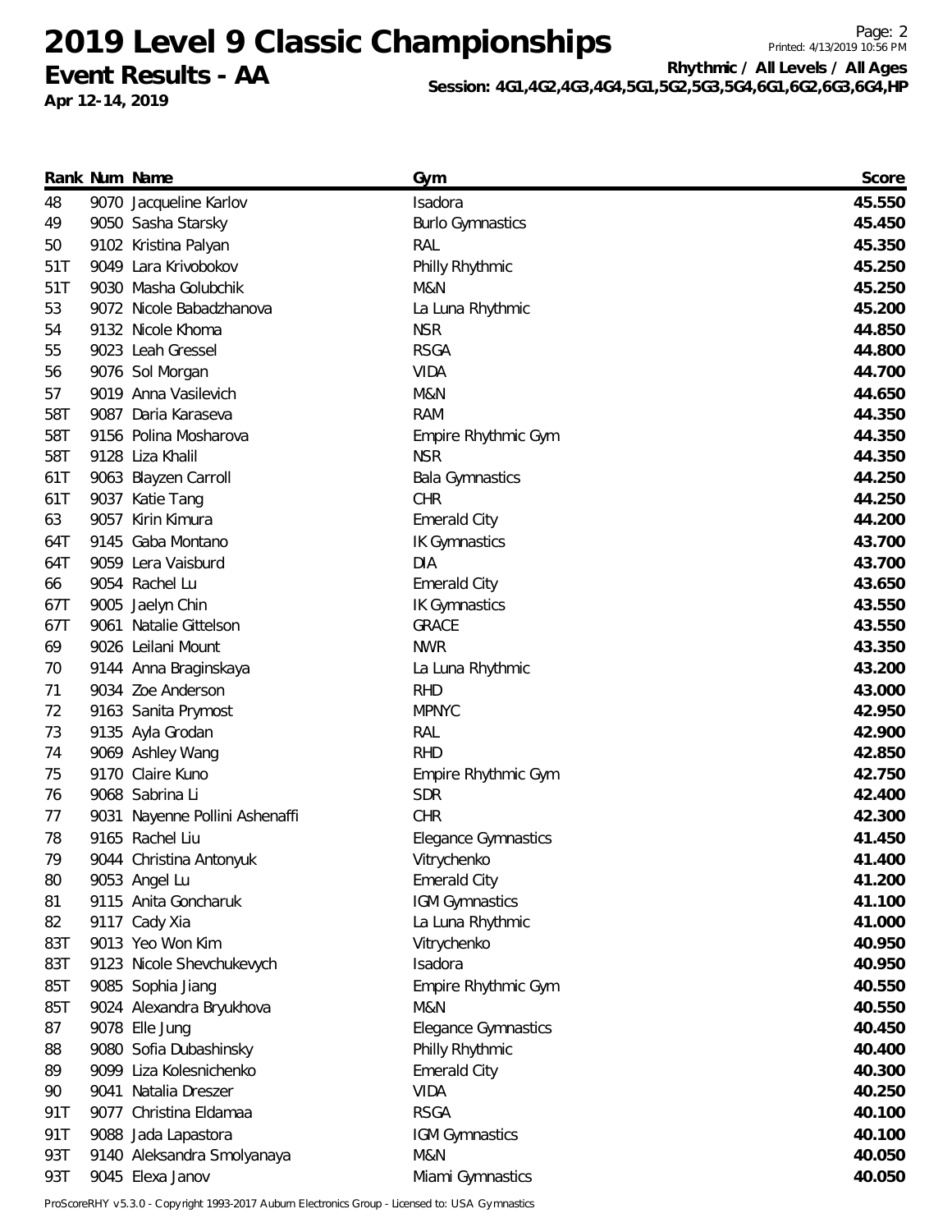# 2019 Level 9 Classic Championships

**Event Results - AA**

**Apr 12-14, 2019**

**Rhythmic / All Levels / All Ages**

**Session: 4G1,4G2,4G3,4G4,5G1,5G2,5G3,5G4,6G1,6G2,6G3,6G4,HP**

| Rank | Num | Name | Gym | Score |
|---|---|---|---|---|
| 48 | 9070 | Jacqueline Karlov | Isadora | **45.550** |
| 49 | 9050 | Sasha Starsky | Burlo Gymnastics | **45.450** |
| 50 | 9102 | Kristina Palyan | RAL | **45.350** |
| 51T | 9049 | Lara Krivobokov | Philly Rhythmic | **45.250** |
| 51T | 9030 | Masha Golubchik | M&N | **45.250** |
| 53 | 9072 | Nicole Babadzhanova | La Luna Rhythmic | **45.200** |
| 54 | 9132 | Nicole Khoma | NSR | **44.850** |
| 55 | 9023 | Leah Gressel | RSGA | **44.800** |
| 56 | 9076 | Sol Morgan | VIDA | **44.700** |
| 57 | 9019 | Anna Vasilevich | M&N | **44.650** |
| 58T | 9087 | Daria Karaseva | RAM | **44.350** |
| 58T | 9156 | Polina Mosharova | Empire Rhythmic Gym | **44.350** |
| 58T | 9128 | Liza Khalil | NSR | **44.350** |
| 61T | 9063 | Blayzen Carroll | Bala Gymnastics | **44.250** |
| 61T | 9037 | Katie Tang | CHR | **44.250** |
| 63 | 9057 | Kirin Kimura | Emerald City | **44.200** |
| 64T | 9145 | Gaba Montano | IK Gymnastics | **43.700** |
| 64T | 9059 | Lera Vaisburd | DIA | **43.700** |
| 66 | 9054 | Rachel Lu | Emerald City | **43.650** |
| 67T | 9005 | Jaelyn Chin | IK Gymnastics | **43.550** |
| 67T | 9061 | Natalie Gittelson | GRACE | **43.550** |
| 69 | 9026 | Leilani Mount | NWR | **43.350** |
| 70 | 9144 | Anna Braginskaya | La Luna Rhythmic | **43.200** |
| 71 | 9034 | Zoe Anderson | RHD | **43.000** |
| 72 | 9163 | Sanita Prymost | MPNYC | **42.950** |
| 73 | 9135 | Ayla Grodan | RAL | **42.900** |
| 74 | 9069 | Ashley Wang | RHD | **42.850** |
| 75 | 9170 | Claire Kuno | Empire Rhythmic Gym | **42.750** |
| 76 | 9068 | Sabrina Li | SDR | **42.400** |
| 77 | 9031 | Nayenne Pollini Ashenaffi | CHR | **42.300** |
| 78 | 9165 | Rachel Liu | Elegance Gymnastics | **41.450** |
| 79 | 9044 | Christina Antonyuk | Vitrychenko | **41.400** |
| 80 | 9053 | Angel Lu | Emerald City | **41.200** |
| 81 | 9115 | Anita Goncharuk | IGM Gymnastics | **41.100** |
| 82 | 9117 | Cady Xia | La Luna Rhythmic | **41.000** |
| 83T | 9013 | Yeo Won Kim | Vitrychenko | **40.950** |
| 83T | 9123 | Nicole Shevchukevych | Isadora | **40.950** |
| 85T | 9085 | Sophia Jiang | Empire Rhythmic Gym | **40.550** |
| 85T | 9024 | Alexandra Bryukhova | M&N | **40.550** |
| 87 | 9078 | Elle Jung | Elegance Gymnastics | **40.450** |
| 88 | 9080 | Sofia Dubashinsky | Philly Rhythmic | **40.400** |
| 89 | 9099 | Liza Kolesnichenko | Emerald City | **40.300** |
| 90 | 9041 | Natalia Dreszer | VIDA | **40.250** |
| 91T | 9077 | Christina Eldamaa | RSGA | **40.100** |
| 91T | 9088 | Jada Lapastora | IGM Gymnastics | **40.100** |
| 93T | 9140 | Aleksandra Smolyanaya | M&N | **40.050** |
| 93T | 9045 | Elexa Janov | Miami Gymnastics | **40.050** |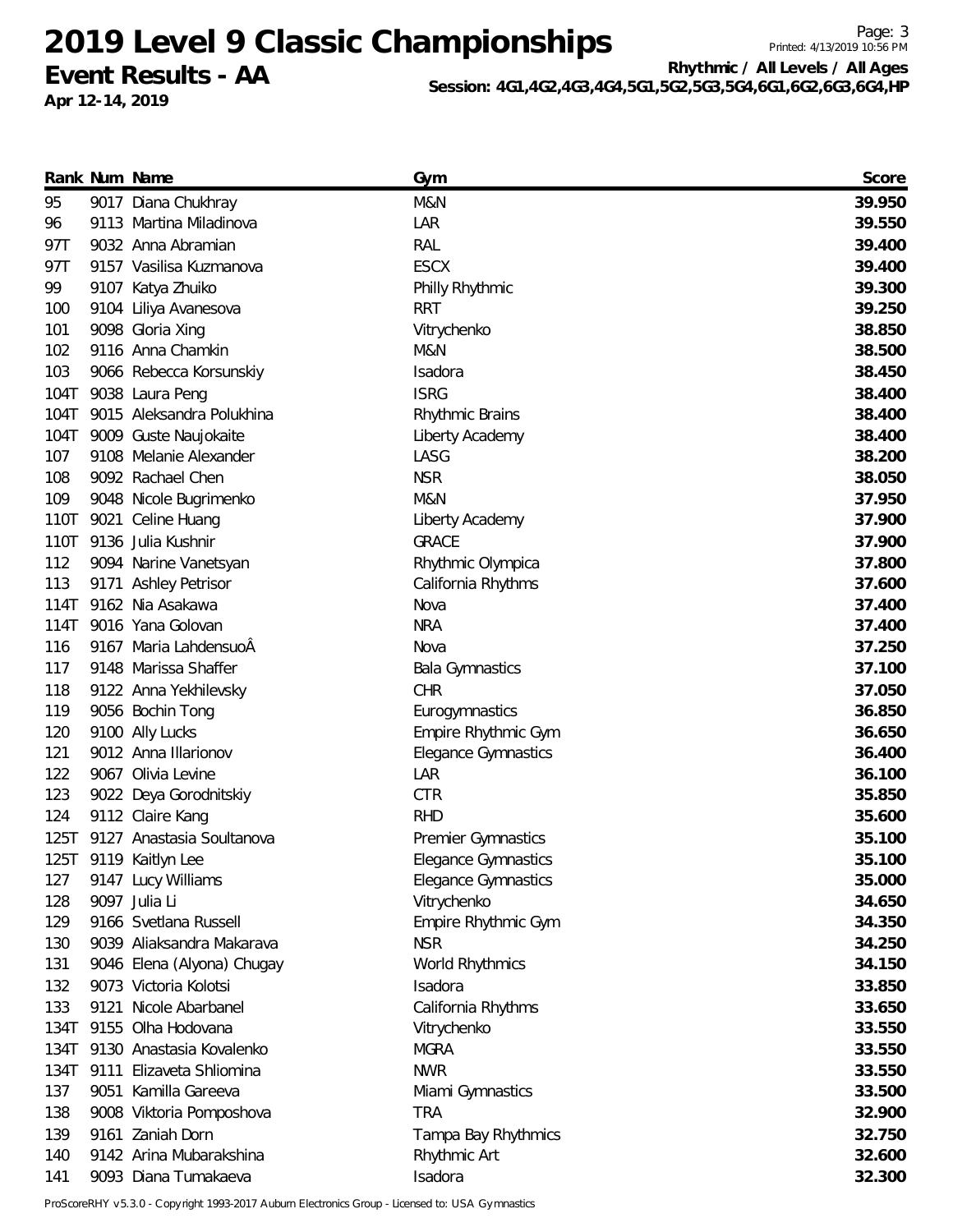# 2019 Level 9 Classic Championships

**Event Results - AA**

**Apr 12-14, 2019**

**Rhythmic / All Levels / All Ages**

**Session: 4G1,4G2,4G3,4G4,5G1,5G2,5G3,5G4,6G1,6G2,6G3,6G4,HP**

| Rank | Num | Name | Gym | Score |
|---|---|---|---|---|
| 95 | 9017 | Diana Chukhray | M&N | **39.950** |
| 96 | 9113 | Martina Miladinova | LAR | **39.550** |
| 97T | 9032 | Anna Abramian | RAL | **39.400** |
| 97T | 9157 | Vasilisa Kuzmanova | ESCX | **39.400** |
| 99 | 9107 | Katya Zhuiko | Philly Rhythmic | **39.300** |
| 100 | 9104 | Liliya Avanesova | RRT | **39.250** |
| 101 | 9098 | Gloria Xing | Vitrychenko | **38.850** |
| 102 | 9116 | Anna Chamkin | M&N | **38.500** |
| 103 | 9066 | Rebecca Korsunskiy | Isadora | **38.450** |
| 104T | 9038 | Laura Peng | ISRG | **38.400** |
| 104T | 9015 | Aleksandra Polukhina | Rhythmic Brains | **38.400** |
| 104T | 9009 | Guste Naujokaite | Liberty Academy | **38.400** |
| 107 | 9108 | Melanie Alexander | LASG | **38.200** |
| 108 | 9092 | Rachael Chen | NSR | **38.050** |
| 109 | 9048 | Nicole Bugrimenko | M&N | **37.950** |
| 110T | 9021 | Celine Huang | Liberty Academy | **37.900** |
| 110T | 9136 | Julia Kushnir | GRACE | **37.900** |
| 112 | 9094 | Narine Vanetsyan | Rhythmic Olympica | **37.800** |
| 113 | 9171 | Ashley Petrisor | California Rhythms | **37.600** |
| 114T | 9162 | Nia Asakawa | Nova | **37.400** |
| 114T | 9016 | Yana Golovan | NRA | **37.400** |
| 116 | 9167 | Maria LahdensuoÂ | Nova | **37.250** |
| 117 | 9148 | Marissa Shaffer | Bala Gymnastics | **37.100** |
| 118 | 9122 | Anna Yekhilevsky | CHR | **37.050** |
| 119 | 9056 | Bochin Tong | Eurogymnastics | **36.850** |
| 120 | 9100 | Ally Lucks | Empire Rhythmic Gym | **36.650** |
| 121 | 9012 | Anna Illarionov | Elegance Gymnastics | **36.400** |
| 122 | 9067 | Olivia Levine | LAR | **36.100** |
| 123 | 9022 | Deya Gorodnitskiy | CTR | **35.850** |
| 124 | 9112 | Claire Kang | RHD | **35.600** |
| 125T | 9127 | Anastasia Soultanova | Premier Gymnastics | **35.100** |
| 125T | 9119 | Kaitlyn Lee | Elegance Gymnastics | **35.100** |
| 127 | 9147 | Lucy Williams | Elegance Gymnastics | **35.000** |
| 128 | 9097 | Julia Li | Vitrychenko | **34.650** |
| 129 | 9166 | Svetlana Russell | Empire Rhythmic Gym | **34.350** |
| 130 | 9039 | Aliaksandra Makarava | NSR | **34.250** |
| 131 | 9046 | Elena (Alyona) Chugay | World Rhythmics | **34.150** |
| 132 | 9073 | Victoria Kolotsi | Isadora | **33.850** |
| 133 | 9121 | Nicole Abarbanel | California Rhythms | **33.650** |
| 134T | 9155 | Olha Hodovana | Vitrychenko | **33.550** |
| 134T | 9130 | Anastasia Kovalenko | MGRA | **33.550** |
| 134T | 9111 | Elizaveta Shliomina | NWR | **33.550** |
| 137 | 9051 | Kamilla Gareeva | Miami Gymnastics | **33.500** |
| 138 | 9008 | Viktoria Pomposhova | TRA | **32.900** |
| 139 | 9161 | Zaniah Dorn | Tampa Bay Rhythmics | **32.750** |
| 140 | 9142 | Arina Mubarakshina | Rhythmic Art | **32.600** |
| 141 | 9093 | Diana Tumakaeva | Isadora | **32.300** |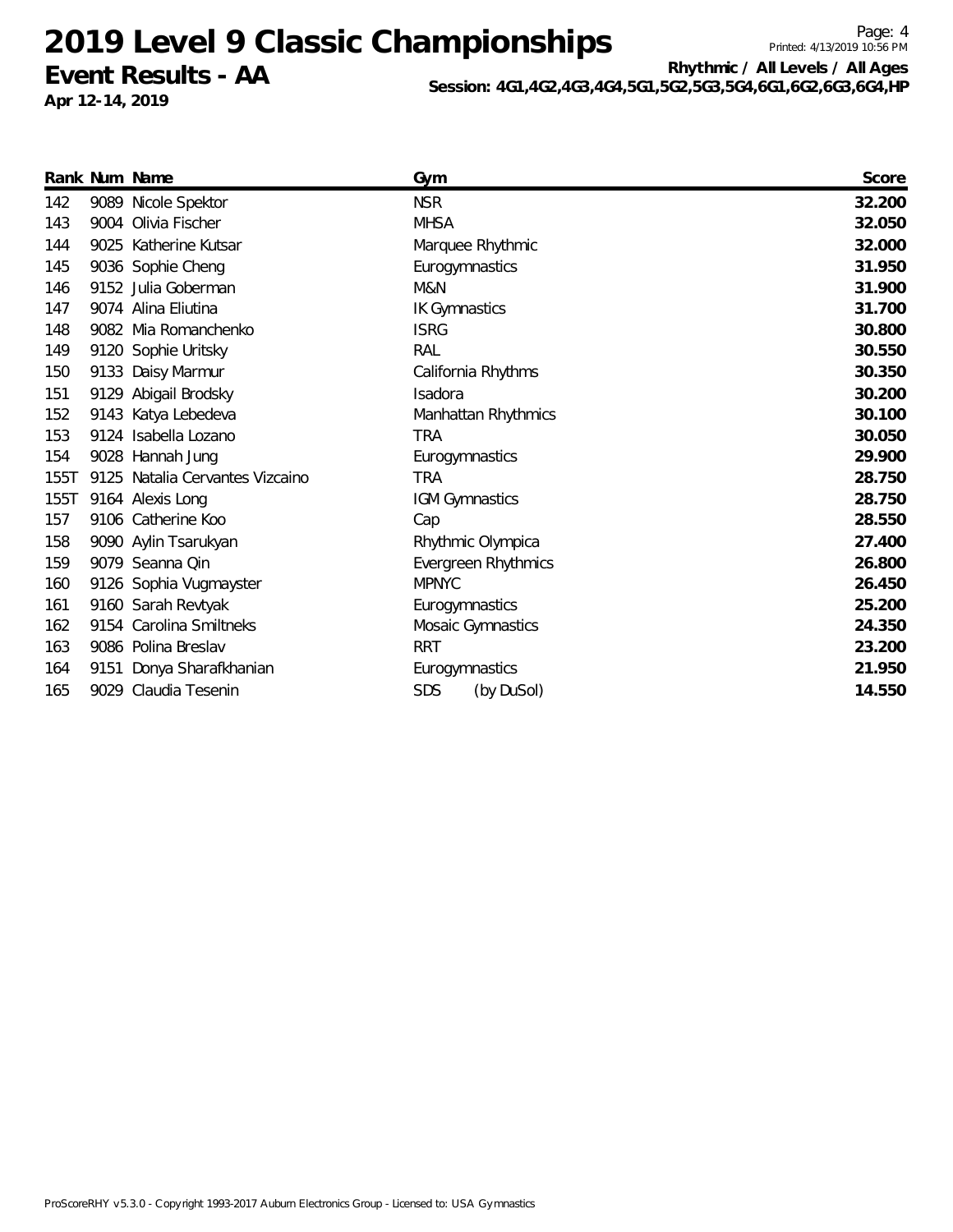# 2019 Level 9 Classic Championships

**Event Results - AA**

**Apr 12-14, 2019**

**Rhythmic / All Levels / All Ages**

**Session: 4G1,4G2,4G3,4G4,5G1,5G2,5G3,5G4,6G1,6G2,6G3,6G4,HP**

| Rank | Num | Name | Gym | Score |
|---|---|---|---|---|
| 142 | 9089 | Nicole Spektor | NSR | 32.200 |
| 143 | 9004 | Olivia Fischer | MHSA | 32.050 |
| 144 | 9025 | Katherine Kutsar | Marquee Rhythmic | 32.000 |
| 145 | 9036 | Sophie Cheng | Eurogymnastics | 31.950 |
| 146 | 9152 | Julia Goberman | M&N | 31.900 |
| 147 | 9074 | Alina Eliutina | IK Gymnastics | 31.700 |
| 148 | 9082 | Mia Romanchenko | ISRG | 30.800 |
| 149 | 9120 | Sophie Uritsky | RAL | 30.550 |
| 150 | 9133 | Daisy Marmur | California Rhythms | 30.350 |
| 151 | 9129 | Abigail Brodsky | Isadora | 30.200 |
| 152 | 9143 | Katya Lebedeva | Manhattan Rhythmics | 30.100 |
| 153 | 9124 | Isabella Lozano | TRA | 30.050 |
| 154 | 9028 | Hannah Jung | Eurogymnastics | 29.900 |
| 155T | 9125 | Natalia Cervantes Vizcaino | TRA | 28.750 |
| 155T | 9164 | Alexis Long | IGM Gymnastics | 28.750 |
| 157 | 9106 | Catherine Koo | Cap | 28.550 |
| 158 | 9090 | Aylin Tsarukyan | Rhythmic Olympica | 27.400 |
| 159 | 9079 | Seanna Qin | Evergreen Rhythmics | 26.800 |
| 160 | 9126 | Sophia Vugmayster | MPNYC | 26.450 |
| 161 | 9160 | Sarah Revtyak | Eurogymnastics | 25.200 |
| 162 | 9154 | Carolina Smiltneks | Mosaic Gymnastics | 24.350 |
| 163 | 9086 | Polina Breslav | RRT | 23.200 |
| 164 | 9151 | Donya Sharafkhanian | Eurogymnastics | 21.950 |
| 165 | 9029 | Claudia Tesenin | SDS (by DuSol) | 14.550 |